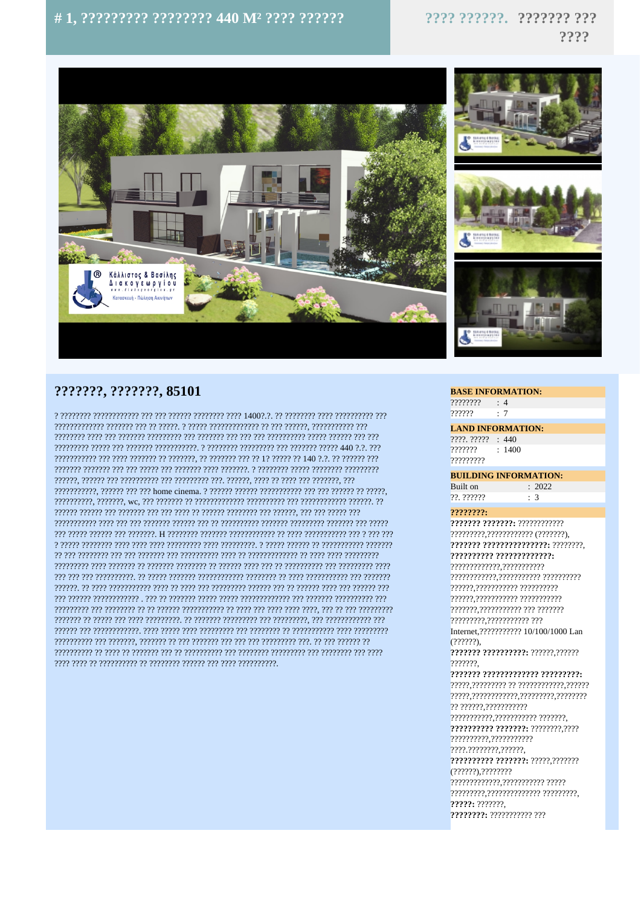# # 1, ????????? ???????? 440 M² ???? ??????

???? ??????. ??????? ??? ????

## ???????, ???????, 85101

? ???????? ???????????? ??? ??? ?????? ???????? ???? 1400?.?. ?? ???????? ???? ?????????? ??? ????????????? ??????? ??? ?? ?????. ? ????? ????????????? ?? ??? ??????, ??????????? ??? ???????? ???? ??? ??????? ????????? ??? ??????? ??? ??? ??? ?????????? ????? ?????? ??? ??? ????????? ????? ??? ??????? ???????????. ? ???????? ????????? ??? ??????? ????? 440 ?.?. ??? ??????????? ??? ???? ??????? ?? ???????, ?? ??????? ??? ?? 1? ????? ?? 140 ?.?. ?? ?????? ??? ??????? ??????? ??? ??? ????? ??? ??????? ???? ???????. ? ???????? ????? ???????? ????????? ??????, ?????? ??? ?????????? ??? ????????? ???. ??????, ???? ?? ???? ??? ???????, ??? ???????????, ?????? ??? ??? home cinema. ? ?????? ?????? ??????????? ??? ??? ?????? ?? ?????, ??????????, ???????, wc, ??? ??????? ?? ????????????? ?????????? ??? ???????????? ??????. ?? ?????? ?????? ??? ??????? ??? ??? ???? ?? ?????? ???????? ??? ??????, ??? ??? ????? ??? ??????????? ???? ??? ??? ??????? ?????? ??? ?? ?????????? ??????? ????????? ??????? ??? ????? ??? ????? ?????? ??? ???????. H ???????? ??????? ??????????? ?? ???? ??????????? ??? ? ??? ??? ? ????? ???????? ???? ???? ???? ????????? ???? ?????????. ? ????? ?????? ?? ??????????? ??????? ?? ??? ??????? ??? ??? ??????? ??? ?????????? ???? ?? ????????????? ?? ???? ???? ????????? ????????? ???? ??????? ?? ??????? ???????? ?? ?????? ???? ??? ?? ?????????? ??? ????????? ???? ??? ??? ??? ??????????. ?? ????? ??????? ???????????? ???????? ?? ???? ??????????? ??? ??????? ??????. ?? ???? ??????????? ???? ?? ???? ??? ????????? ?????? ??? ?? ?????? ???? ??? ?????? ??? ??? ?????? ???????????? . ??? ?? ??????? ????? ????? ????????????? ??? ??????? ?????????? ??? ????????? ??? ???????? ?? ?? ?????? ??????????? ?? ???? ??? ???? ???? ????, ??? ?? ??? ???????? ??????? ?? ????? ??? ???? ?????????. ?? ??????? ????????? ??? ?????????, ??? ???????????? ??? ?????? ??? ????????????. ???? ????? ???? ????????? ??? ???????? ?? ??????????? ???? ????????? ?????????? ??? ???????, ??????? ?? ??? ??????? ??? ??? ??? ????????? ???. ?? ??? ?????? ?? ?????????? ?? ???? ?? ??????? ??? ?? ?????????? ??? ???????? ????????? ??? ???????? ??? ???? ???? ???? ?? ?????????? ?? ???????? ?????? ??? ???? ??????????.

### BASE INFORMATION:

| | |
|---|---|
| ???????? | : 4 |
| ?????? | : 7 |

### LAND INFORMATION:

| | |
|---|---|
| ????. ????? | : 440 |
| ??????? ????????? | : 1400 |

### BUILDING INFORMATION:

| | |
|---|---|
| Built on | : 2022 |
| ??. ?????? | : 3 |

### ????????:

**??????? ???????:** ???????????? ?????????,??????????? (???????),
**??????? ???????????????:** ???????,
**?????????? ?????????????:** ?????????????,??????????? ???????????,?????????? ?????????? ??????,?????????? ?????????? ???????,??????????? ??????????? ??? ??????? ?????????,??????????? ??? Internet,??????????? 10/100/1000 Lan (??????),
**??????? ??????????:** ??????,?????? ???????,
**??????? ????????????? ?????????:** ?????,????????? ?? ????????????,?????? ?????,????????????,?????????,???????? ?? ??????,??????????? ???????????,?????????? ???????,
**?????????? ???????:** ???????,???? ??????????,??????????? ????.????????,??????,
**?????????? ???????:** ?????,??????? (??????),???????? ?????????????,??????????? ????? ?????????,?????????????? ?????????,
**?????:** ???????,
**????????:** ??????????? ???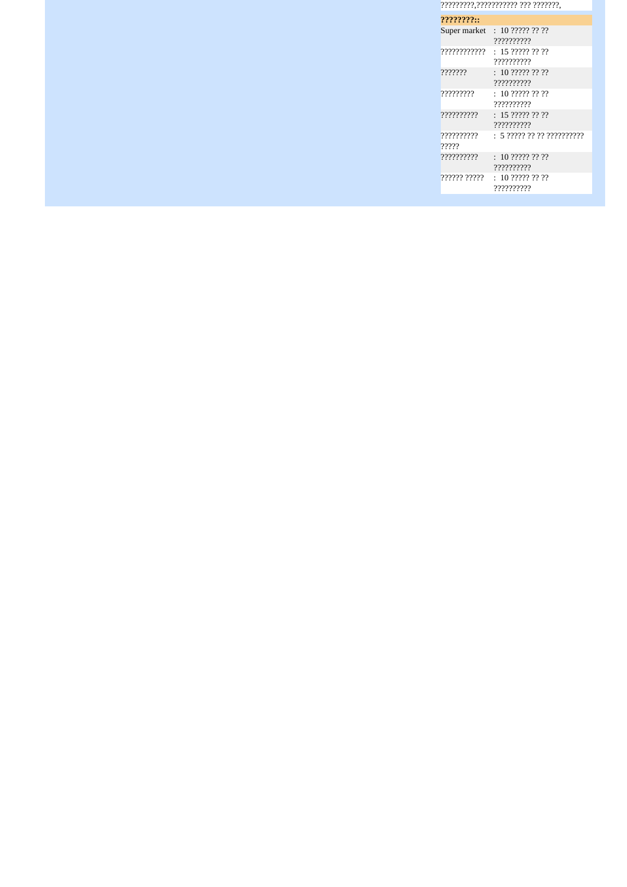?????????,??????????? ??? ???????,

| ????????:: | |
|---|---|
| Super market | : 10 ????? ?? ?? ????????? |
| ??????????? | : 15 ????? ?? ?? ????????? |
| ??????? | : 10 ????? ?? ?? ????????? |
| ????????? | : 10 ????? ?? ?? ????????? |
| ????????? | : 15 ????? ?? ?? ????????? |
| ????????? ????? | : 5 ????? ?? ?? ????????? |
| ????????? | : 10 ????? ?? ?? ????????? |
| ?????? ????? | : 10 ????? ?? ?? ????????? |